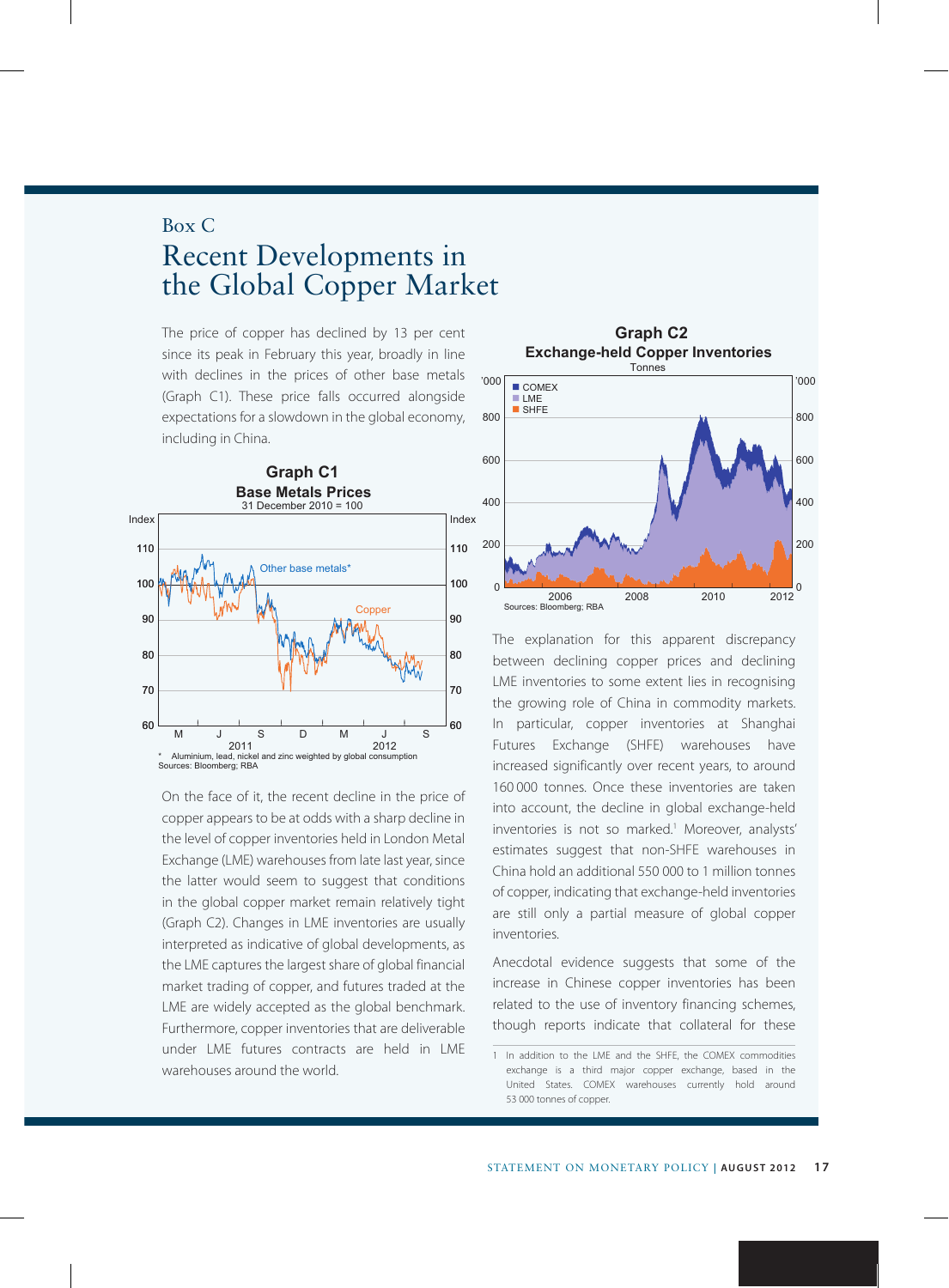## Box C

# Recent Developments in the Global Copper Market

The price of copper has declined by 13 per cent since its peak in February this year, broadly in line with declines in the prices of other base metals (Graph C1). These price falls occurred alongside expectations for a slowdown in the global economy, including in China.

**Graph C1**
**Base Metals Prices**
31 December 2010 = 100

\* Aluminium, lead, nickel and zinc weighted by global consumption
Sources: Bloomberg; RBA

On the face of it, the recent decline in the price of copper appears to be at odds with a sharp decline in the level of copper inventories held in London Metal Exchange (LME) warehouses from late last year, since the latter would seem to suggest that conditions in the global copper market remain relatively tight (Graph C2). Changes in LME inventories are usually interpreted as indicative of global developments, as the LME captures the largest share of global financial market trading of copper, and futures traded at the LME are widely accepted as the global benchmark. Furthermore, copper inventories that are deliverable under LME futures contracts are held in LME warehouses around the world.

**Graph C2**
**Exchange-held Copper Inventories**
Tonnes

Sources: Bloomberg; RBA

The explanation for this apparent discrepancy between declining copper prices and declining LME inventories to some extent lies in recognising the growing role of China in commodity markets. In particular, copper inventories at Shanghai Futures Exchange (SHFE) warehouses have increased significantly over recent years, to around 160 000 tonnes. Once these inventories are taken into account, the decline in global exchange-held inventories is not so marked.[1] Moreover, analysts' estimates suggest that non-SHFE warehouses in China hold an additional 550 000 to 1 million tonnes of copper, indicating that exchange-held inventories are still only a partial measure of global copper inventories.

Anecdotal evidence suggests that some of the increase in Chinese copper inventories has been related to the use of inventory financing schemes, though reports indicate that collateral for these

1 In addition to the LME and the SHFE, the COMEX commodities exchange is a third major copper exchange, based in the United States. COMEX warehouses currently hold around 53 000 tonnes of copper.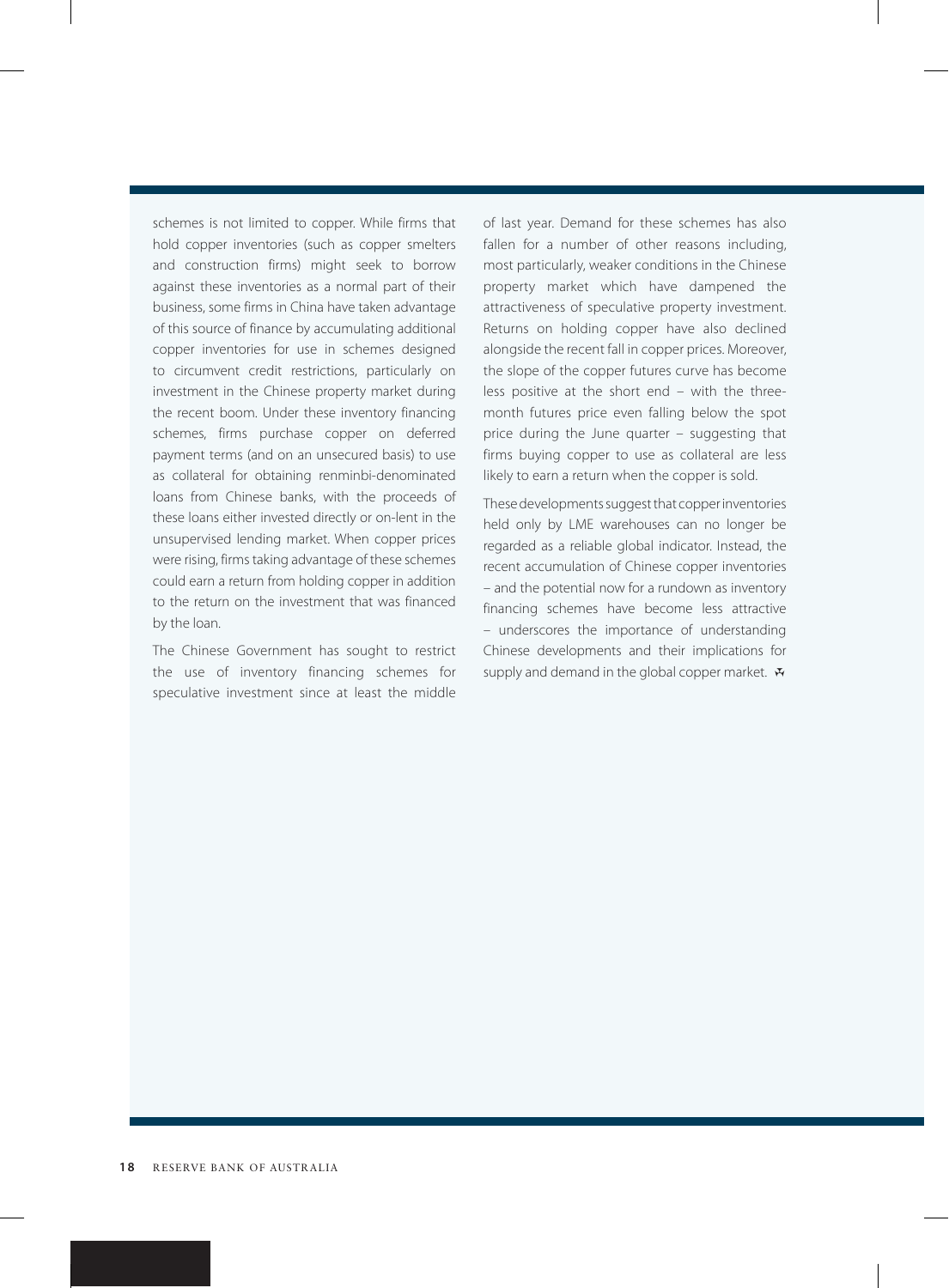schemes is not limited to copper. While firms that hold copper inventories (such as copper smelters and construction firms) might seek to borrow against these inventories as a normal part of their business, some firms in China have taken advantage of this source of finance by accumulating additional copper inventories for use in schemes designed to circumvent credit restrictions, particularly on investment in the Chinese property market during the recent boom. Under these inventory financing schemes, firms purchase copper on deferred payment terms (and on an unsecured basis) to use as collateral for obtaining renminbi-denominated loans from Chinese banks, with the proceeds of these loans either invested directly or on-lent in the unsupervised lending market. When copper prices were rising, firms taking advantage of these schemes could earn a return from holding copper in addition to the return on the investment that was financed by the loan.

The Chinese Government has sought to restrict the use of inventory financing schemes for speculative investment since at least the middle of last year. Demand for these schemes has also fallen for a number of other reasons including, most particularly, weaker conditions in the Chinese property market which have dampened the attractiveness of speculative property investment. Returns on holding copper have also declined alongside the recent fall in copper prices. Moreover, the slope of the copper futures curve has become less positive at the short end – with the three-month futures price even falling below the spot price during the June quarter – suggesting that firms buying copper to use as collateral are less likely to earn a return when the copper is sold.

These developments suggest that copper inventories held only by LME warehouses can no longer be regarded as a reliable global indicator. Instead, the recent accumulation of Chinese copper inventories – and the potential now for a rundown as inventory financing schemes have become less attractive – underscores the importance of understanding Chinese developments and their implications for supply and demand in the global copper market.